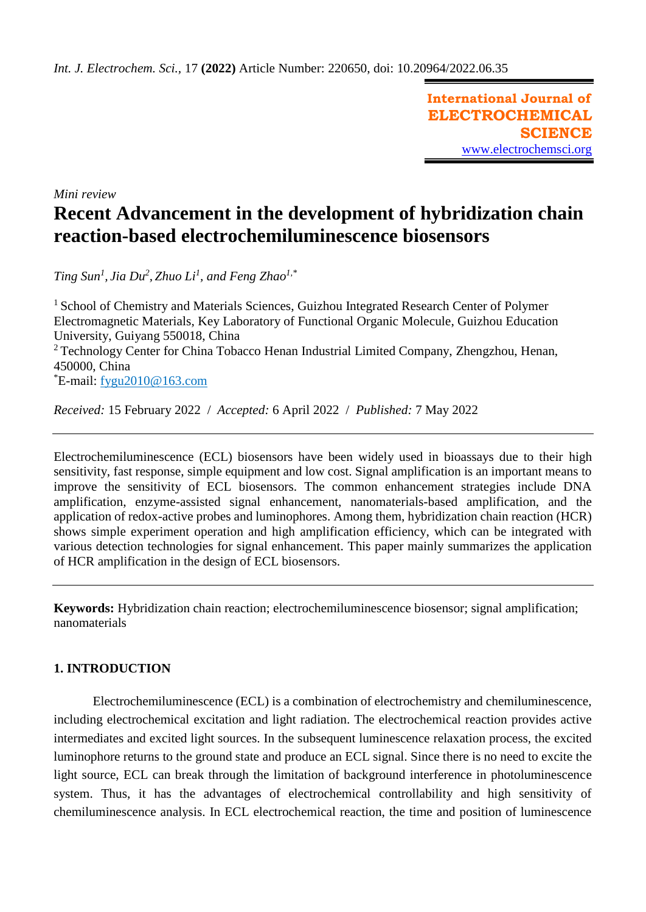*Int. J. Electrochem. Sci.*, 17 **(2022)** Article Number: 220650, doi: 10.20964/2022.06.35

**International Journal of ELECTROCHEMICAL SCIENCE**
www.electrochemsci.org

*Mini review*

# Recent Advancement in the development of hybridization chain reaction-based electrochemiluminescence biosensors

*Ting Sun[1], Jia Du[2], Zhuo Li[1], and Feng Zhao[1,*]*

[1] School of Chemistry and Materials Sciences, Guizhou Integrated Research Center of Polymer Electromagnetic Materials, Key Laboratory of Functional Organic Molecule, Guizhou Education University, Guiyang 550018, China
[2] Technology Center for China Tobacco Henan Industrial Limited Company, Zhengzhou, Henan, 450000, China
[*]E-mail: fygu2010@163.com

*Received:* 15 February 2022 / *Accepted:* 6 April 2022 / *Published:* 7 May 2022

---

Electrochemiluminescence (ECL) biosensors have been widely used in bioassays due to their high sensitivity, fast response, simple equipment and low cost. Signal amplification is an important means to improve the sensitivity of ECL biosensors. The common enhancement strategies include DNA amplification, enzyme-assisted signal enhancement, nanomaterials-based amplification, and the application of redox-active probes and luminophores. Among them, hybridization chain reaction (HCR) shows simple experiment operation and high amplification efficiency, which can be integrated with various detection technologies for signal enhancement. This paper mainly summarizes the application of HCR amplification in the design of ECL biosensors.

---

**Keywords:** Hybridization chain reaction; electrochemiluminescence biosensor; signal amplification; nanomaterials

## 1. INTRODUCTION

Electrochemiluminescence (ECL) is a combination of electrochemistry and chemiluminescence, including electrochemical excitation and light radiation. The electrochemical reaction provides active intermediates and excited light sources. In the subsequent luminescence relaxation process, the excited luminophore returns to the ground state and produce an ECL signal. Since there is no need to excite the light source, ECL can break through the limitation of background interference in photoluminescence system. Thus, it has the advantages of electrochemical controllability and high sensitivity of chemiluminescence analysis. In ECL electrochemical reaction, the time and position of luminescence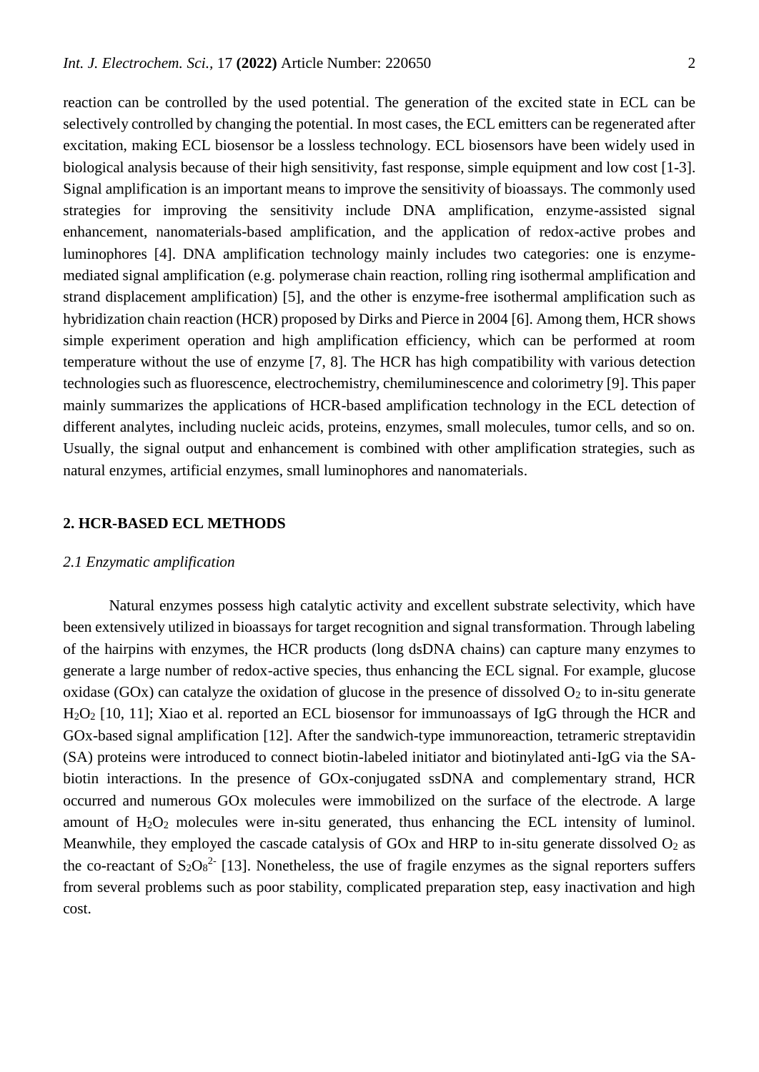reaction can be controlled by the used potential. The generation of the excited state in ECL can be selectively controlled by changing the potential. In most cases, the ECL emitters can be regenerated after excitation, making ECL biosensor be a lossless technology. ECL biosensors have been widely used in biological analysis because of their high sensitivity, fast response, simple equipment and low cost [1-3]. Signal amplification is an important means to improve the sensitivity of bioassays. The commonly used strategies for improving the sensitivity include DNA amplification, enzyme-assisted signal enhancement, nanomaterials-based amplification, and the application of redox-active probes and luminophores [4]. DNA amplification technology mainly includes two categories: one is enzyme-mediated signal amplification (e.g. polymerase chain reaction, rolling ring isothermal amplification and strand displacement amplification) [5], and the other is enzyme-free isothermal amplification such as hybridization chain reaction (HCR) proposed by Dirks and Pierce in 2004 [6]. Among them, HCR shows simple experiment operation and high amplification efficiency, which can be performed at room temperature without the use of enzyme [7, 8]. The HCR has high compatibility with various detection technologies such as fluorescence, electrochemistry, chemiluminescence and colorimetry [9]. This paper mainly summarizes the applications of HCR-based amplification technology in the ECL detection of different analytes, including nucleic acids, proteins, enzymes, small molecules, tumor cells, and so on. Usually, the signal output and enhancement is combined with other amplification strategies, such as natural enzymes, artificial enzymes, small luminophores and nanomaterials.

## 2. HCR-BASED ECL METHODS

### *2.1 Enzymatic amplification*

Natural enzymes possess high catalytic activity and excellent substrate selectivity, which have been extensively utilized in bioassays for target recognition and signal transformation. Through labeling of the hairpins with enzymes, the HCR products (long dsDNA chains) can capture many enzymes to generate a large number of redox-active species, thus enhancing the ECL signal. For example, glucose oxidase (GOx) can catalyze the oxidation of glucose in the presence of dissolved $O_2$ to in-situ generate $H_2O_2$ [10, 11]; Xiao et al. reported an ECL biosensor for immunoassays of IgG through the HCR and GOx-based signal amplification [12]. After the sandwich-type immunoreaction, tetrameric streptavidin (SA) proteins were introduced to connect biotin-labeled initiator and biotinylated anti-IgG via the SA-biotin interactions. In the presence of GOx-conjugated ssDNA and complementary strand, HCR occurred and numerous GOx molecules were immobilized on the surface of the electrode. A large amount of $H_2O_2$ molecules were in-situ generated, thus enhancing the ECL intensity of luminol. Meanwhile, they employed the cascade catalysis of GOx and HRP to in-situ generate dissolved $O_2$ as the co-reactant of $S_2O_8^{2-}$ [13]. Nonetheless, the use of fragile enzymes as the signal reporters suffers from several problems such as poor stability, complicated preparation step, easy inactivation and high cost.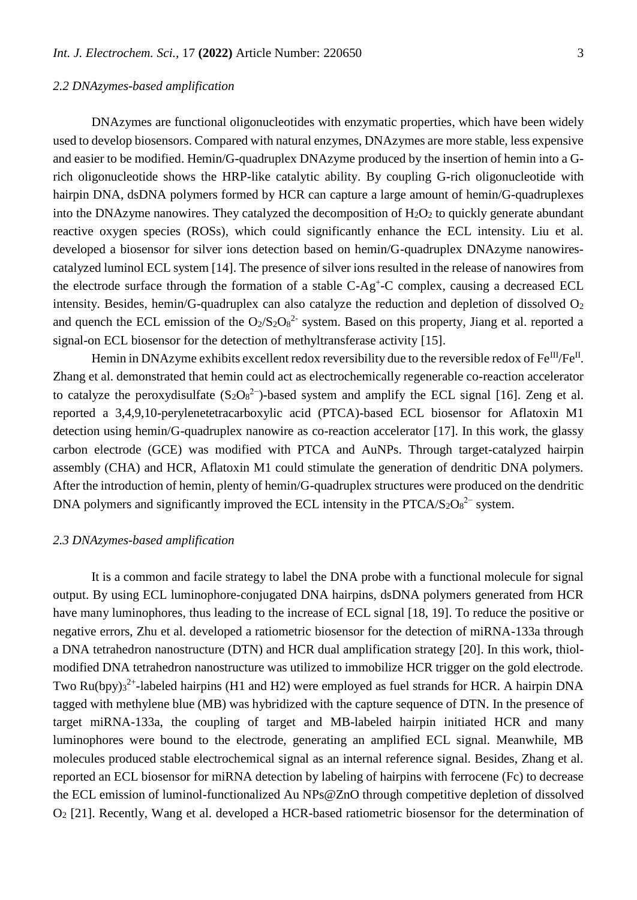### 2.2 DNAzymes-based amplification

DNAzymes are functional oligonucleotides with enzymatic properties, which have been widely used to develop biosensors. Compared with natural enzymes, DNAzymes are more stable, less expensive and easier to be modified. Hemin/G-quadruplex DNAzyme produced by the insertion of hemin into a G-rich oligonucleotide shows the HRP-like catalytic ability. By coupling G-rich oligonucleotide with hairpin DNA, dsDNA polymers formed by HCR can capture a large amount of hemin/G-quadruplexes into the DNAzyme nanowires. They catalyzed the decomposition of $H_2O_2$ to quickly generate abundant reactive oxygen species (ROSs), which could significantly enhance the ECL intensity. Liu et al. developed a biosensor for silver ions detection based on hemin/G-quadruplex DNAzyme nanowires-catalyzed luminol ECL system [14]. The presence of silver ions resulted in the release of nanowires from the electrode surface through the formation of a stable C-$Ag^+$-C complex, causing a decreased ECL intensity. Besides, hemin/G-quadruplex can also catalyze the reduction and depletion of dissolved $O_2$ and quench the ECL emission of the $O_2/S_2O_8^{2-}$ system. Based on this property, Jiang et al. reported a signal-on ECL biosensor for the detection of methyltransferase activity [15].

Hemin in DNAzyme exhibits excellent redox reversibility due to the reversible redox of $Fe^{III}/Fe^{II}$. Zhang et al. demonstrated that hemin could act as electrochemically regenerable co-reaction accelerator to catalyze the peroxydisulfate ($S_2O_8^{2-}$)-based system and amplify the ECL signal [16]. Zeng et al. reported a 3,4,9,10-perylenetetracarboxylic acid (PTCA)-based ECL biosensor for Aflatoxin M1 detection using hemin/G-quadruplex nanowire as co-reaction accelerator [17]. In this work, the glassy carbon electrode (GCE) was modified with PTCA and AuNPs. Through target-catalyzed hairpin assembly (CHA) and HCR, Aflatoxin M1 could stimulate the generation of dendritic DNA polymers. After the introduction of hemin, plenty of hemin/G-quadruplex structures were produced on the dendritic DNA polymers and significantly improved the ECL intensity in the PTCA/$S_2O_8^{2-}$ system.

### 2.3 DNAzymes-based amplification

It is a common and facile strategy to label the DNA probe with a functional molecule for signal output. By using ECL luminophore-conjugated DNA hairpins, dsDNA polymers generated from HCR have many luminophores, thus leading to the increase of ECL signal [18, 19]. To reduce the positive or negative errors, Zhu et al. developed a ratiometric biosensor for the detection of miRNA-133a through a DNA tetrahedron nanostructure (DTN) and HCR dual amplification strategy [20]. In this work, thiol-modified DNA tetrahedron nanostructure was utilized to immobilize HCR trigger on the gold electrode. Two $Ru(bpy)_3^{2+}$-labeled hairpins (H1 and H2) were employed as fuel strands for HCR. A hairpin DNA tagged with methylene blue (MB) was hybridized with the capture sequence of DTN. In the presence of target miRNA-133a, the coupling of target and MB-labeled hairpin initiated HCR and many luminophores were bound to the electrode, generating an amplified ECL signal. Meanwhile, MB molecules produced stable electrochemical signal as an internal reference signal. Besides, Zhang et al. reported an ECL biosensor for miRNA detection by labeling of hairpins with ferrocene (Fc) to decrease the ECL emission of luminol-functionalized Au NPs@ZnO through competitive depletion of dissolved $O_2$ [21]. Recently, Wang et al. developed a HCR-based ratiometric biosensor for the determination of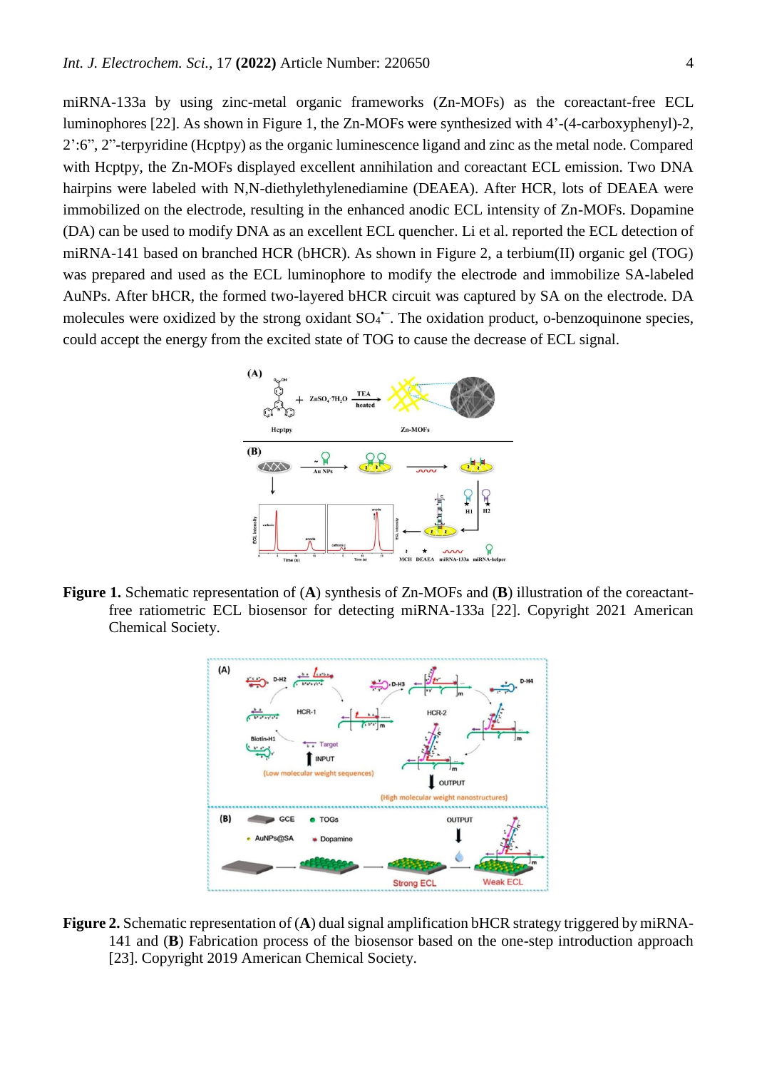miRNA-133a by using zinc-metal organic frameworks (Zn-MOFs) as the coreactant-free ECL luminophores [22]. As shown in Figure 1, the Zn-MOFs were synthesized with 4'-(4-carboxyphenyl)-2, 2':6", 2"-terpyridine (Hcptpy) as the organic luminescence ligand and zinc as the metal node. Compared with Hcptpy, the Zn-MOFs displayed excellent annihilation and coreactant ECL emission. Two DNA hairpins were labeled with N,N-diethylethylenediamine (DEAEA). After HCR, lots of DEAEA were immobilized on the electrode, resulting in the enhanced anodic ECL intensity of Zn-MOFs. Dopamine (DA) can be used to modify DNA as an excellent ECL quencher. Li et al. reported the ECL detection of miRNA-141 based on branched HCR (bHCR). As shown in Figure 2, a terbium(II) organic gel (TOG) was prepared and used as the ECL luminophore to modify the electrode and immobilize SA-labeled AuNPs. After bHCR, the formed two-layered bHCR circuit was captured by SA on the electrode. DA molecules were oxidized by the strong oxidant $SO_4^{\bullet-}$. The oxidation product, o-benzoquinone species, could accept the energy from the excited state of TOG to cause the decrease of ECL signal.

**Figure 1.** Schematic representation of (**A**) synthesis of Zn-MOFs and (**B**) illustration of the coreactant-free ratiometric ECL biosensor for detecting miRNA-133a [22]. Copyright 2021 American Chemical Society.

**Figure 2.** Schematic representation of (**A**) dual signal amplification bHCR strategy triggered by miRNA-141 and (**B**) Fabrication process of the biosensor based on the one-step introduction approach [23]. Copyright 2019 American Chemical Society.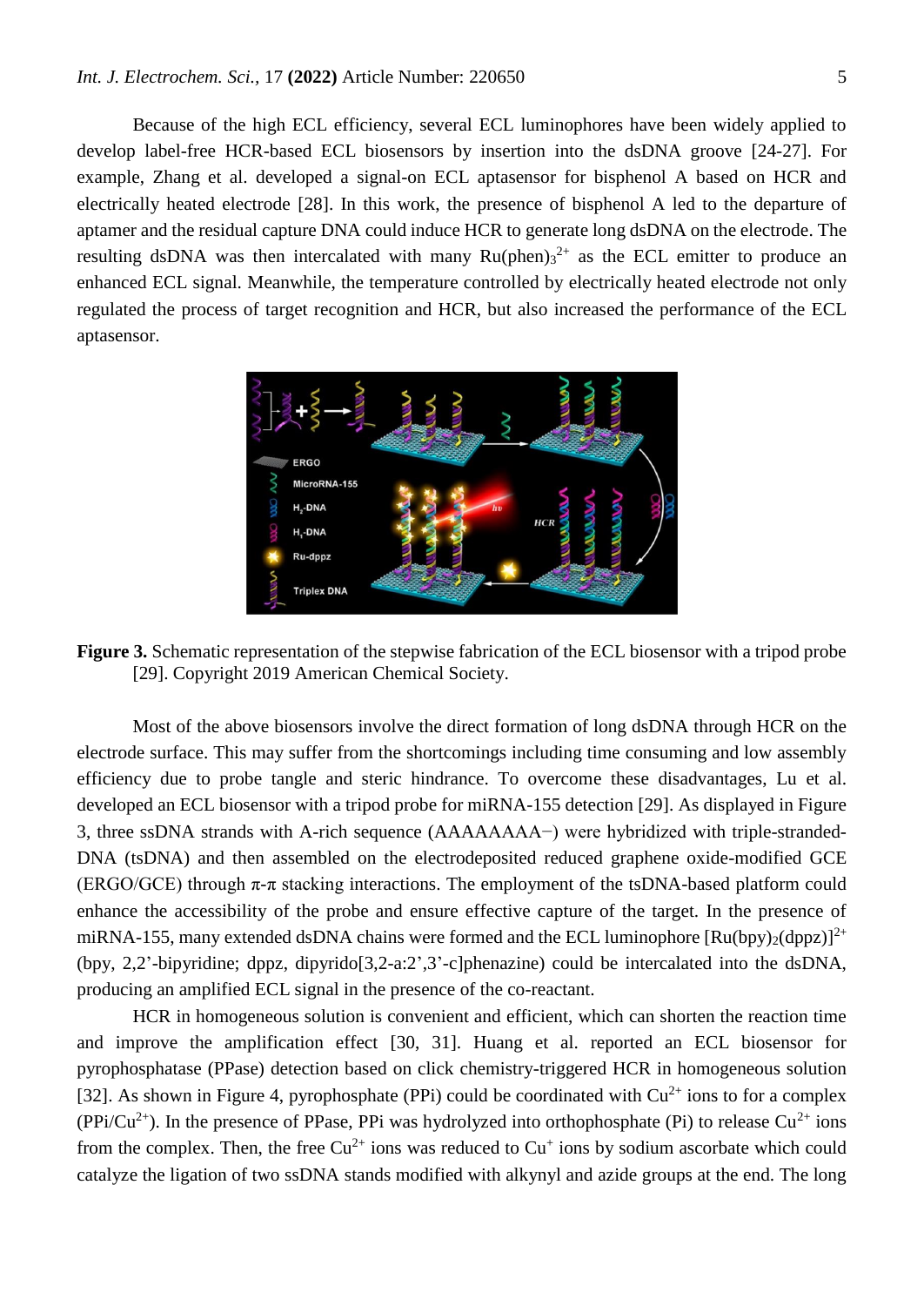Because of the high ECL efficiency, several ECL luminophores have been widely applied to develop label-free HCR-based ECL biosensors by insertion into the dsDNA groove [24-27]. For example, Zhang et al. developed a signal-on ECL aptasensor for bisphenol A based on HCR and electrically heated electrode [28]. In this work, the presence of bisphenol A led to the departure of aptamer and the residual capture DNA could induce HCR to generate long dsDNA on the electrode. The resulting dsDNA was then intercalated with many $Ru(phen)_3^{2+}$ as the ECL emitter to produce an enhanced ECL signal. Meanwhile, the temperature controlled by electrically heated electrode not only regulated the process of target recognition and HCR, but also increased the performance of the ECL aptasensor.

ERGO
MicroRNA-155
$H_2$-DNA
$H_1$-DNA
Ru-dppz
Triplex DNA
HCR
hv

**Figure 3.** Schematic representation of the stepwise fabrication of the ECL biosensor with a tripod probe [29]. Copyright 2019 American Chemical Society.

Most of the above biosensors involve the direct formation of long dsDNA through HCR on the electrode surface. This may suffer from the shortcomings including time consuming and low assembly efficiency due to probe tangle and steric hindrance. To overcome these disadvantages, Lu et al. developed an ECL biosensor with a tripod probe for miRNA-155 detection [29]. As displayed in Figure 3, three ssDNA strands with A-rich sequence (AAAAAAAA−) were hybridized with triple-stranded-DNA (tsDNA) and then assembled on the electrodeposited reduced graphene oxide-modified GCE (ERGO/GCE) through π-π stacking interactions. The employment of the tsDNA-based platform could enhance the accessibility of the probe and ensure effective capture of the target. In the presence of miRNA-155, many extended dsDNA chains were formed and the ECL luminophore $[Ru(bpy)_2(dppz)]^{2+}$ (bpy, 2,2'-bipyridine; dppz, dipyrido[3,2-a:2',3'-c]phenazine) could be intercalated into the dsDNA, producing an amplified ECL signal in the presence of the co-reactant.

HCR in homogeneous solution is convenient and efficient, which can shorten the reaction time and improve the amplification effect [30, 31]. Huang et al. reported an ECL biosensor for pyrophosphatase (PPase) detection based on click chemistry-triggered HCR in homogeneous solution [32]. As shown in Figure 4, pyrophosphate (PPi) could be coordinated with $Cu^{2+}$ ions to for a complex ($PPi/Cu^{2+}$). In the presence of PPase, PPi was hydrolyzed into orthophosphate (Pi) to release $Cu^{2+}$ ions from the complex. Then, the free $Cu^{2+}$ ions was reduced to $Cu^{+}$ ions by sodium ascorbate which could catalyze the ligation of two ssDNA stands modified with alkynyl and azide groups at the end. The long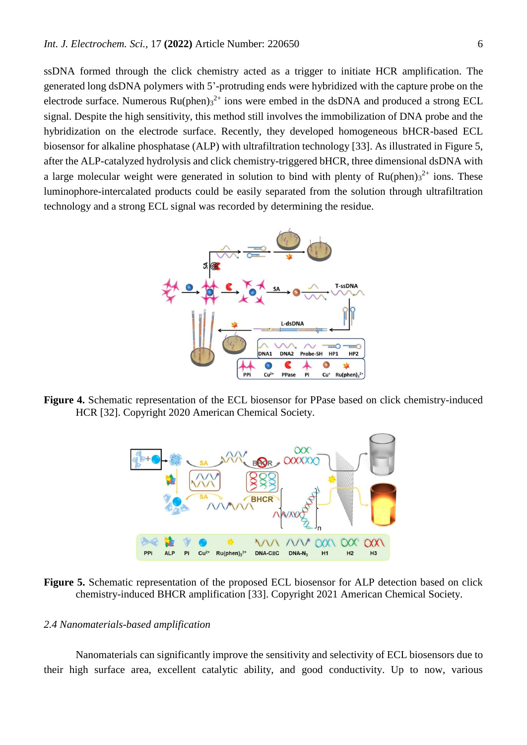ssDNA formed through the click chemistry acted as a trigger to initiate HCR amplification. The generated long dsDNA polymers with 5'-protruding ends were hybridized with the capture probe on the electrode surface. Numerous $Ru(phen)_3^{2+}$ ions were embed in the dsDNA and produced a strong ECL signal. Despite the high sensitivity, this method still involves the immobilization of DNA probe and the hybridization on the electrode surface. Recently, they developed homogeneous bHCR-based ECL biosensor for alkaline phosphatase (ALP) with ultrafiltration technology [33]. As illustrated in Figure 5, after the ALP-catalyzed hydrolysis and click chemistry-triggered bHCR, three dimensional dsDNA with a large molecular weight were generated in solution to bind with plenty of $Ru(phen)_3^{2+}$ ions. These luminophore-intercalated products could be easily separated from the solution through ultrafiltration technology and a strong ECL signal was recorded by determining the residue.

SA
SA
T-ssDNA
L-dsDNA
DNA1
DNA2
Probe-SH
HP1
HP2
PPi
$Cu^{2+}$
PPase
Pi
$Cu^{+}$
$Ru(phen)_3^{2+}$

**Figure 4.** Schematic representation of the ECL biosensor for PPase based on click chemistry-induced HCR [32]. Copyright 2020 American Chemical Society.

SA
BHCR
SA
BHCR
n
PPi
ALP
Pi
$Cu^{2+}$
$Ru(phen)_3^{2+}$
DNA-C≡C
DNA-$N_3$
H1
H2
H3

**Figure 5.** Schematic representation of the proposed ECL biosensor for ALP detection based on click chemistry-induced BHCR amplification [33]. Copyright 2021 American Chemical Society.

*2.4 Nanomaterials-based amplification*

Nanomaterials can significantly improve the sensitivity and selectivity of ECL biosensors due to their high surface area, excellent catalytic ability, and good conductivity. Up to now, various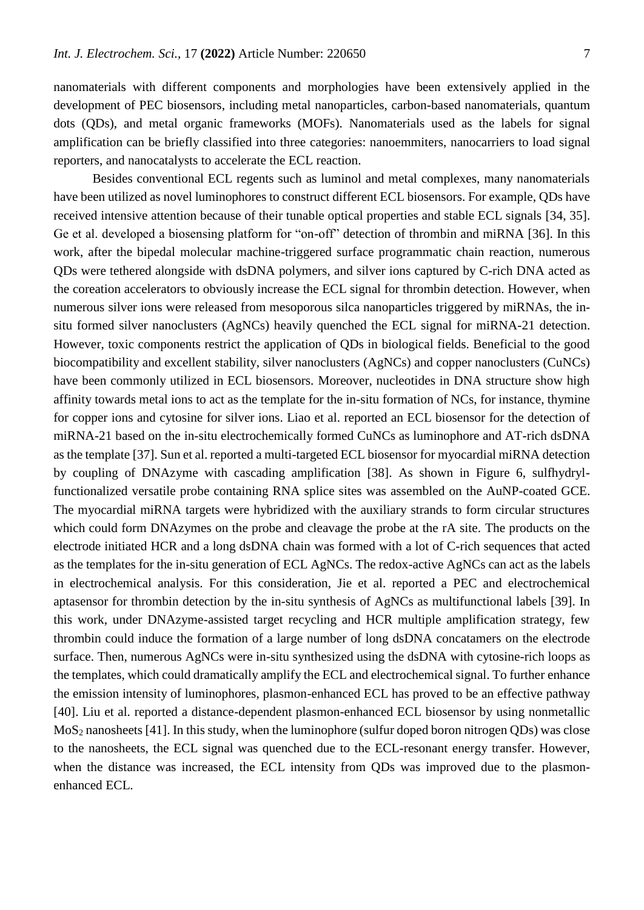nanomaterials with different components and morphologies have been extensively applied in the development of PEC biosensors, including metal nanoparticles, carbon-based nanomaterials, quantum dots (QDs), and metal organic frameworks (MOFs). Nanomaterials used as the labels for signal amplification can be briefly classified into three categories: nanoemmiters, nanocarriers to load signal reporters, and nanocatalysts to accelerate the ECL reaction.

Besides conventional ECL regents such as luminol and metal complexes, many nanomaterials have been utilized as novel luminophores to construct different ECL biosensors. For example, QDs have received intensive attention because of their tunable optical properties and stable ECL signals [34, 35]. Ge et al. developed a biosensing platform for "on-off" detection of thrombin and miRNA [36]. In this work, after the bipedal molecular machine-triggered surface programmatic chain reaction, numerous QDs were tethered alongside with dsDNA polymers, and silver ions captured by C-rich DNA acted as the coreation accelerators to obviously increase the ECL signal for thrombin detection. However, when numerous silver ions were released from mesoporous silca nanoparticles triggered by miRNAs, the in-situ formed silver nanoclusters (AgNCs) heavily quenched the ECL signal for miRNA-21 detection. However, toxic components restrict the application of QDs in biological fields. Beneficial to the good biocompatibility and excellent stability, silver nanoclusters (AgNCs) and copper nanoclusters (CuNCs) have been commonly utilized in ECL biosensors. Moreover, nucleotides in DNA structure show high affinity towards metal ions to act as the template for the in-situ formation of NCs, for instance, thymine for copper ions and cytosine for silver ions. Liao et al. reported an ECL biosensor for the detection of miRNA-21 based on the in-situ electrochemically formed CuNCs as luminophore and AT-rich dsDNA as the template [37]. Sun et al. reported a multi-targeted ECL biosensor for myocardial miRNA detection by coupling of DNAzyme with cascading amplification [38]. As shown in Figure 6, sulfhydryl-functionalized versatile probe containing RNA splice sites was assembled on the AuNP-coated GCE. The myocardial miRNA targets were hybridized with the auxiliary strands to form circular structures which could form DNAzymes on the probe and cleavage the probe at the rA site. The products on the electrode initiated HCR and a long dsDNA chain was formed with a lot of C-rich sequences that acted as the templates for the in-situ generation of ECL AgNCs. The redox-active AgNCs can act as the labels in electrochemical analysis. For this consideration, Jie et al. reported a PEC and electrochemical aptasensor for thrombin detection by the in-situ synthesis of AgNCs as multifunctional labels [39]. In this work, under DNAzyme-assisted target recycling and HCR multiple amplification strategy, few thrombin could induce the formation of a large number of long dsDNA concatamers on the electrode surface. Then, numerous AgNCs were in-situ synthesized using the dsDNA with cytosine-rich loops as the templates, which could dramatically amplify the ECL and electrochemical signal. To further enhance the emission intensity of luminophores, plasmon-enhanced ECL has proved to be an effective pathway [40]. Liu et al. reported a distance-dependent plasmon-enhanced ECL biosensor by using nonmetallic $MoS_2$ nanosheets [41]. In this study, when the luminophore (sulfur doped boron nitrogen QDs) was close to the nanosheets, the ECL signal was quenched due to the ECL-resonant energy transfer. However, when the distance was increased, the ECL intensity from QDs was improved due to the plasmon-enhanced ECL.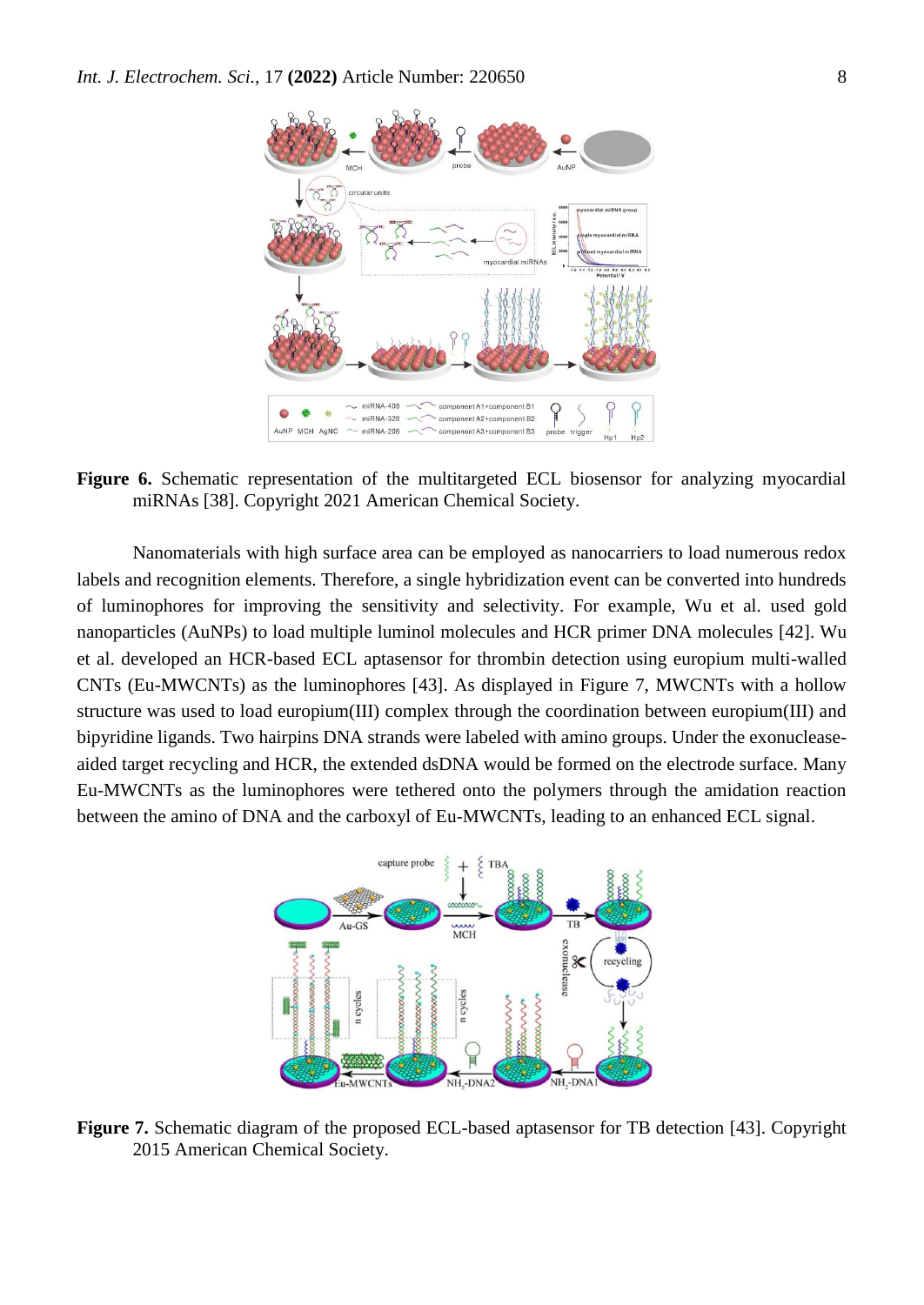**Figure 6.** Schematic representation of the multitargeted ECL biosensor for analyzing myocardial miRNAs [38]. Copyright 2021 American Chemical Society.

Nanomaterials with high surface area can be employed as nanocarriers to load numerous redox labels and recognition elements. Therefore, a single hybridization event can be converted into hundreds of luminophores for improving the sensitivity and selectivity. For example, Wu et al. used gold nanoparticles (AuNPs) to load multiple luminol molecules and HCR primer DNA molecules [42]. Wu et al. developed an HCR-based ECL aptasensor for thrombin detection using europium multi-walled CNTs (Eu-MWCNTs) as the luminophores [43]. As displayed in Figure 7, MWCNTs with a hollow structure was used to load europium(III) complex through the coordination between europium(III) and bipyridine ligands. Two hairpins DNA strands were labeled with amino groups. Under the exonuclease-aided target recycling and HCR, the extended dsDNA would be formed on the electrode surface. Many Eu-MWCNTs as the luminophores were tethered onto the polymers through the amidation reaction between the amino of DNA and the carboxyl of Eu-MWCNTs, leading to an enhanced ECL signal.

**Figure 7.** Schematic diagram of the proposed ECL-based aptasensor for TB detection [43]. Copyright 2015 American Chemical Society.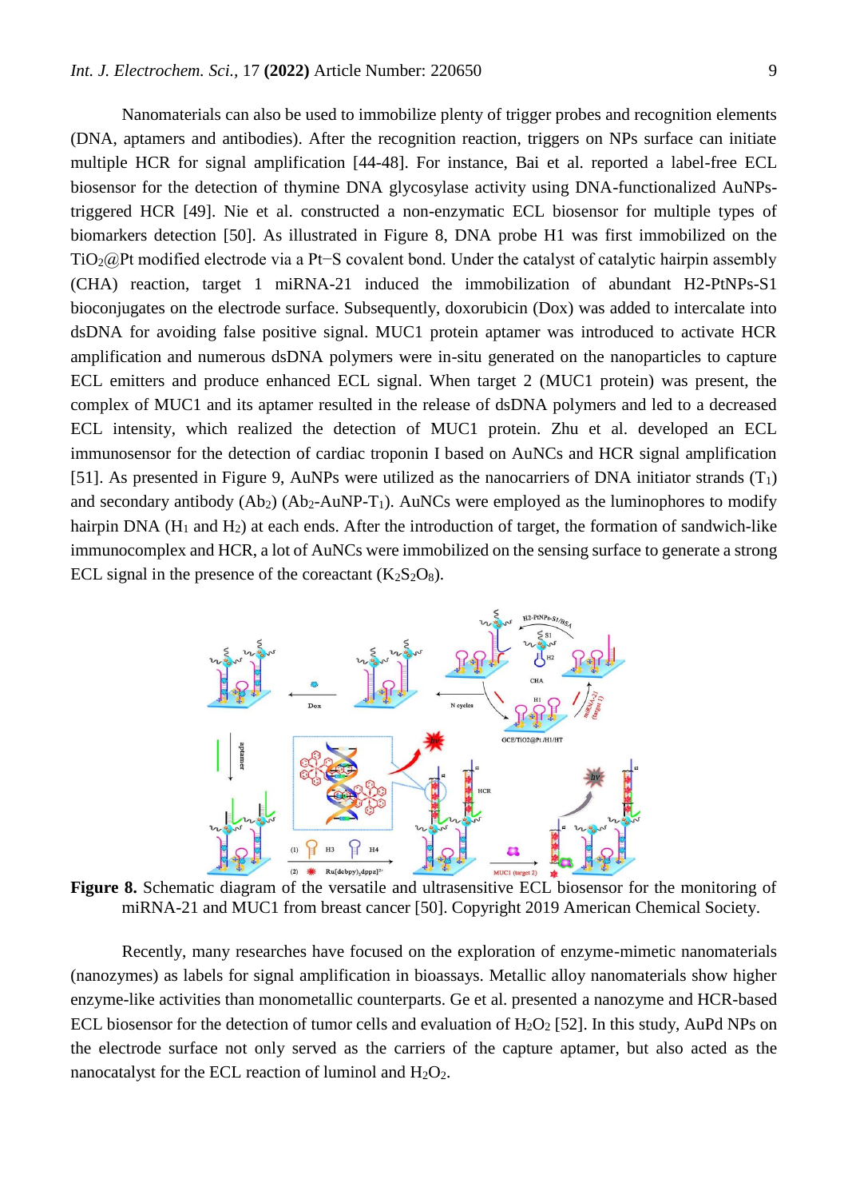Nanomaterials can also be used to immobilize plenty of trigger probes and recognition elements (DNA, aptamers and antibodies). After the recognition reaction, triggers on NPs surface can initiate multiple HCR for signal amplification [44-48]. For instance, Bai et al. reported a label-free ECL biosensor for the detection of thymine DNA glycosylase activity using DNA-functionalized AuNPs-triggered HCR [49]. Nie et al. constructed a non-enzymatic ECL biosensor for multiple types of biomarkers detection [50]. As illustrated in Figure 8, DNA probe H1 was first immobilized on the $TiO_2$@Pt modified electrode via a Pt−S covalent bond. Under the catalyst of catalytic hairpin assembly (CHA) reaction, target 1 miRNA-21 induced the immobilization of abundant H2-PtNPs-S1 bioconjugates on the electrode surface. Subsequently, doxorubicin (Dox) was added to intercalate into dsDNA for avoiding false positive signal. MUC1 protein aptamer was introduced to activate HCR amplification and numerous dsDNA polymers were in-situ generated on the nanoparticles to capture ECL emitters and produce enhanced ECL signal. When target 2 (MUC1 protein) was present, the complex of MUC1 and its aptamer resulted in the release of dsDNA polymers and led to a decreased ECL intensity, which realized the detection of MUC1 protein. Zhu et al. developed an ECL immunosensor for the detection of cardiac troponin I based on AuNCs and HCR signal amplification [51]. As presented in Figure 9, AuNPs were utilized as the nanocarriers of DNA initiator strands ($T_1$) and secondary antibody ($Ab_2$) ($Ab_2$-AuNP-$T_1$). AuNCs were employed as the luminophores to modify hairpin DNA ($H_1$ and $H_2$) at each ends. After the introduction of target, the formation of sandwich-like immunocomplex and HCR, a lot of AuNCs were immobilized on the sensing surface to generate a strong ECL signal in the presence of the coreactant ($K_2S_2O_8$).

**Figure 8.** Schematic diagram of the versatile and ultrasensitive ECL biosensor for the monitoring of miRNA-21 and MUC1 from breast cancer [50]. Copyright 2019 American Chemical Society.

Recently, many researches have focused on the exploration of enzyme-mimetic nanomaterials (nanozymes) as labels for signal amplification in bioassays. Metallic alloy nanomaterials show higher enzyme-like activities than monometallic counterparts. Ge et al. presented a nanozyme and HCR-based ECL biosensor for the detection of tumor cells and evaluation of $H_2O_2$ [52]. In this study, AuPd NPs on the electrode surface not only served as the carriers of the capture aptamer, but also acted as the nanocatalyst for the ECL reaction of luminol and $H_2O_2$.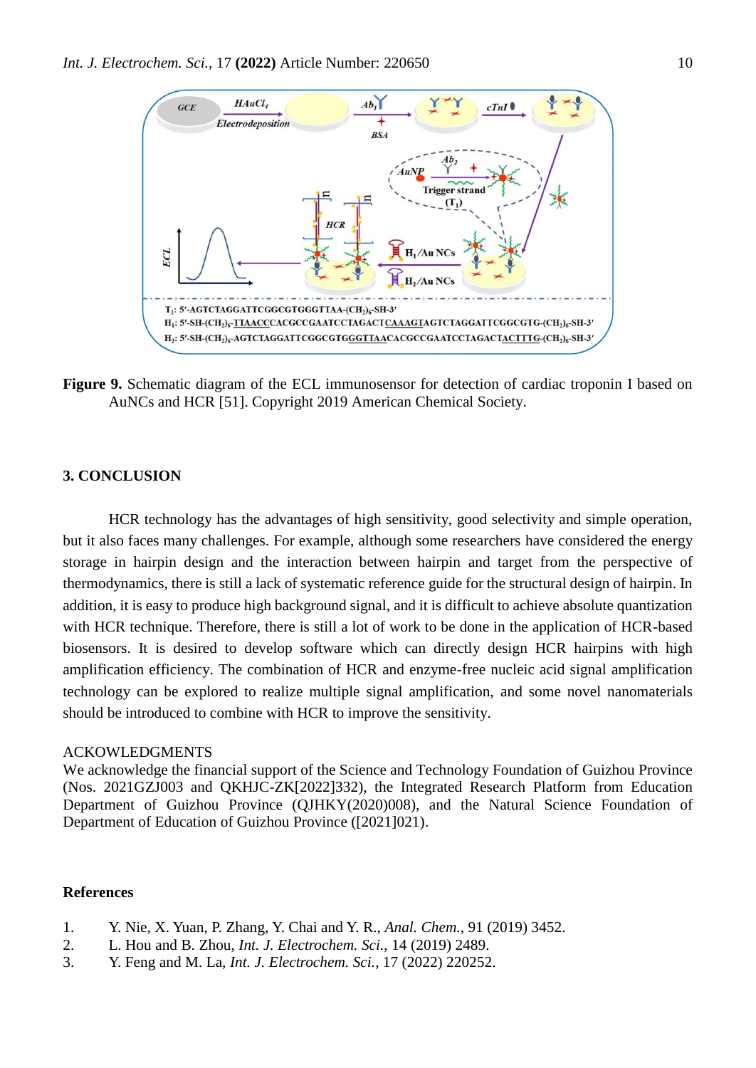T$_1$: 5′-AGTCTAGGATTCGGCGTGGGTTAA-(CH$_2$)$_6$-SH-3′

H$_1$: 5′-SH-(CH$_2$)$_6$-TTAACCCACGCCGAATCCTAGACTCAAAGTAGTCTAGGATTCGGCGTG-(CH$_2$)$_6$-SH-3′

H$_2$: 5′-SH-(CH$_2$)$_6$-AGTCTAGGATTCGGCGTGGGTTAACACGCCGAATCCTAGACTACTTTG-(CH$_2$)$_6$-SH-3′

**Figure 9.** Schematic diagram of the ECL immunosensor for detection of cardiac troponin I based on AuNCs and HCR [51]. Copyright 2019 American Chemical Society.

## 3. CONCLUSION

HCR technology has the advantages of high sensitivity, good selectivity and simple operation, but it also faces many challenges. For example, although some researchers have considered the energy storage in hairpin design and the interaction between hairpin and target from the perspective of thermodynamics, there is still a lack of systematic reference guide for the structural design of hairpin. In addition, it is easy to produce high background signal, and it is difficult to achieve absolute quantization with HCR technique. Therefore, there is still a lot of work to be done in the application of HCR-based biosensors. It is desired to develop software which can directly design HCR hairpins with high amplification efficiency. The combination of HCR and enzyme-free nucleic acid signal amplification technology can be explored to realize multiple signal amplification, and some novel nanomaterials should be introduced to combine with HCR to improve the sensitivity.

ACKOWLEDGMENTS

We acknowledge the financial support of the Science and Technology Foundation of Guizhou Province (Nos. 2021GZJ003 and QKHJC-ZK[2022]332), the Integrated Research Platform from Education Department of Guizhou Province (QJHKY(2020)008), and the Natural Science Foundation of Department of Education of Guizhou Province ([2021]021).

## References

1. Y. Nie, X. Yuan, P. Zhang, Y. Chai and Y. R., *Anal. Chem.*, 91 (2019) 3452.
2. L. Hou and B. Zhou, *Int. J. Electrochem. Sci.*, 14 (2019) 2489.
3. Y. Feng and M. La, *Int. J. Electrochem. Sci.*, 17 (2022) 220252.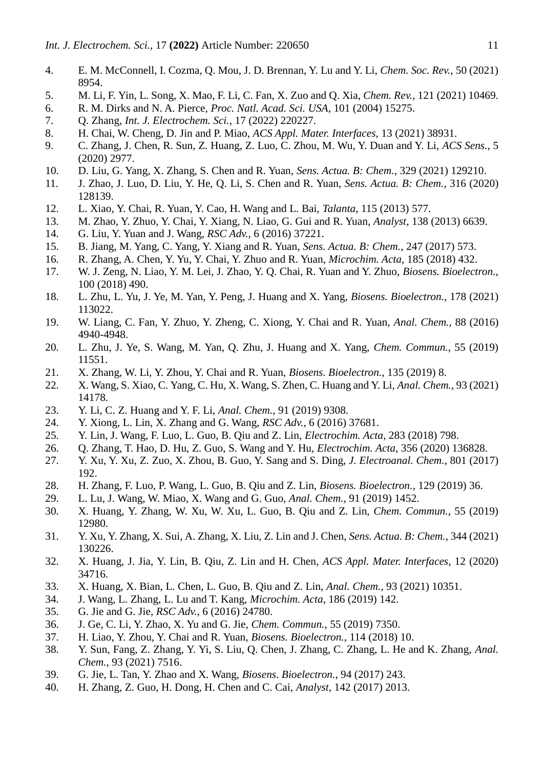4. E. M. McConnell, I. Cozma, Q. Mou, J. D. Brennan, Y. Lu and Y. Li, *Chem. Soc. Rev.*, 50 (2021) 8954.
5. M. Li, F. Yin, L. Song, X. Mao, F. Li, C. Fan, X. Zuo and Q. Xia, *Chem. Rev.*, 121 (2021) 10469.
6. R. M. Dirks and N. A. Pierce, *Proc. Natl. Acad. Sci. USA*, 101 (2004) 15275.
7. Q. Zhang, *Int. J. Electrochem. Sci.*, 17 (2022) 220227.
8. H. Chai, W. Cheng, D. Jin and P. Miao, *ACS Appl. Mater. Interfaces*, 13 (2021) 38931.
9. C. Zhang, J. Chen, R. Sun, Z. Huang, Z. Luo, C. Zhou, M. Wu, Y. Duan and Y. Li, *ACS Sens.*, 5 (2020) 2977.
10. D. Liu, G. Yang, X. Zhang, S. Chen and R. Yuan, *Sens. Actua. B: Chem.*, 329 (2021) 129210.
11. J. Zhao, J. Luo, D. Liu, Y. He, Q. Li, S. Chen and R. Yuan, *Sens. Actua. B: Chem.*, 316 (2020) 128139.
12. L. Xiao, Y. Chai, R. Yuan, Y. Cao, H. Wang and L. Bai, *Talanta*, 115 (2013) 577.
13. M. Zhao, Y. Zhuo, Y. Chai, Y. Xiang, N. Liao, G. Gui and R. Yuan, *Analyst*, 138 (2013) 6639.
14. G. Liu, Y. Yuan and J. Wang, *RSC Adv.*, 6 (2016) 37221.
15. B. Jiang, M. Yang, C. Yang, Y. Xiang and R. Yuan, *Sens. Actua. B: Chem.*, 247 (2017) 573.
16. R. Zhang, A. Chen, Y. Yu, Y. Chai, Y. Zhuo and R. Yuan, *Microchim. Acta*, 185 (2018) 432.
17. W. J. Zeng, N. Liao, Y. M. Lei, J. Zhao, Y. Q. Chai, R. Yuan and Y. Zhuo, *Biosens. Bioelectron.*, 100 (2018) 490.
18. L. Zhu, L. Yu, J. Ye, M. Yan, Y. Peng, J. Huang and X. Yang, *Biosens. Bioelectron.*, 178 (2021) 113022.
19. W. Liang, C. Fan, Y. Zhuo, Y. Zheng, C. Xiong, Y. Chai and R. Yuan, *Anal. Chem.*, 88 (2016) 4940-4948.
20. L. Zhu, J. Ye, S. Wang, M. Yan, Q. Zhu, J. Huang and X. Yang, *Chem. Commun.*, 55 (2019) 11551.
21. X. Zhang, W. Li, Y. Zhou, Y. Chai and R. Yuan, *Biosens. Bioelectron.*, 135 (2019) 8.
22. X. Wang, S. Xiao, C. Yang, C. Hu, X. Wang, S. Zhen, C. Huang and Y. Li, *Anal. Chem.*, 93 (2021) 14178.
23. Y. Li, C. Z. Huang and Y. F. Li, *Anal. Chem.*, 91 (2019) 9308.
24. Y. Xiong, L. Lin, X. Zhang and G. Wang, *RSC Adv.*, 6 (2016) 37681.
25. Y. Lin, J. Wang, F. Luo, L. Guo, B. Qiu and Z. Lin, *Electrochim. Acta*, 283 (2018) 798.
26. Q. Zhang, T. Hao, D. Hu, Z. Guo, S. Wang and Y. Hu, *Electrochim. Acta*, 356 (2020) 136828.
27. Y. Xu, Y. Xu, Z. Zuo, X. Zhou, B. Guo, Y. Sang and S. Ding, *J. Electroanal. Chem.*, 801 (2017) 192.
28. H. Zhang, F. Luo, P. Wang, L. Guo, B. Qiu and Z. Lin, *Biosens. Bioelectron.*, 129 (2019) 36.
29. L. Lu, J. Wang, W. Miao, X. Wang and G. Guo, *Anal. Chem.*, 91 (2019) 1452.
30. X. Huang, Y. Zhang, W. Xu, W. Xu, L. Guo, B. Qiu and Z. Lin, *Chem. Commun.*, 55 (2019) 12980.
31. Y. Xu, Y. Zhang, X. Sui, A. Zhang, X. Liu, Z. Lin and J. Chen, *Sens. Actua. B: Chem.*, 344 (2021) 130226.
32. X. Huang, J. Jia, Y. Lin, B. Qiu, Z. Lin and H. Chen, *ACS Appl. Mater. Interfaces*, 12 (2020) 34716.
33. X. Huang, X. Bian, L. Chen, L. Guo, B. Qiu and Z. Lin, *Anal. Chem.*, 93 (2021) 10351.
34. J. Wang, L. Zhang, L. Lu and T. Kang, *Microchim. Acta*, 186 (2019) 142.
35. G. Jie and G. Jie, *RSC Adv.*, 6 (2016) 24780.
36. J. Ge, C. Li, Y. Zhao, X. Yu and G. Jie, *Chem. Commun.*, 55 (2019) 7350.
37. H. Liao, Y. Zhou, Y. Chai and R. Yuan, *Biosens. Bioelectron.*, 114 (2018) 10.
38. Y. Sun, Fang, Z. Zhang, Y. Yi, S. Liu, Q. Chen, J. Zhang, C. Zhang, L. He and K. Zhang, *Anal. Chem.*, 93 (2021) 7516.
39. G. Jie, L. Tan, Y. Zhao and X. Wang, *Biosens. Bioelectron.*, 94 (2017) 243.
40. H. Zhang, Z. Guo, H. Dong, H. Chen and C. Cai, *Analyst*, 142 (2017) 2013.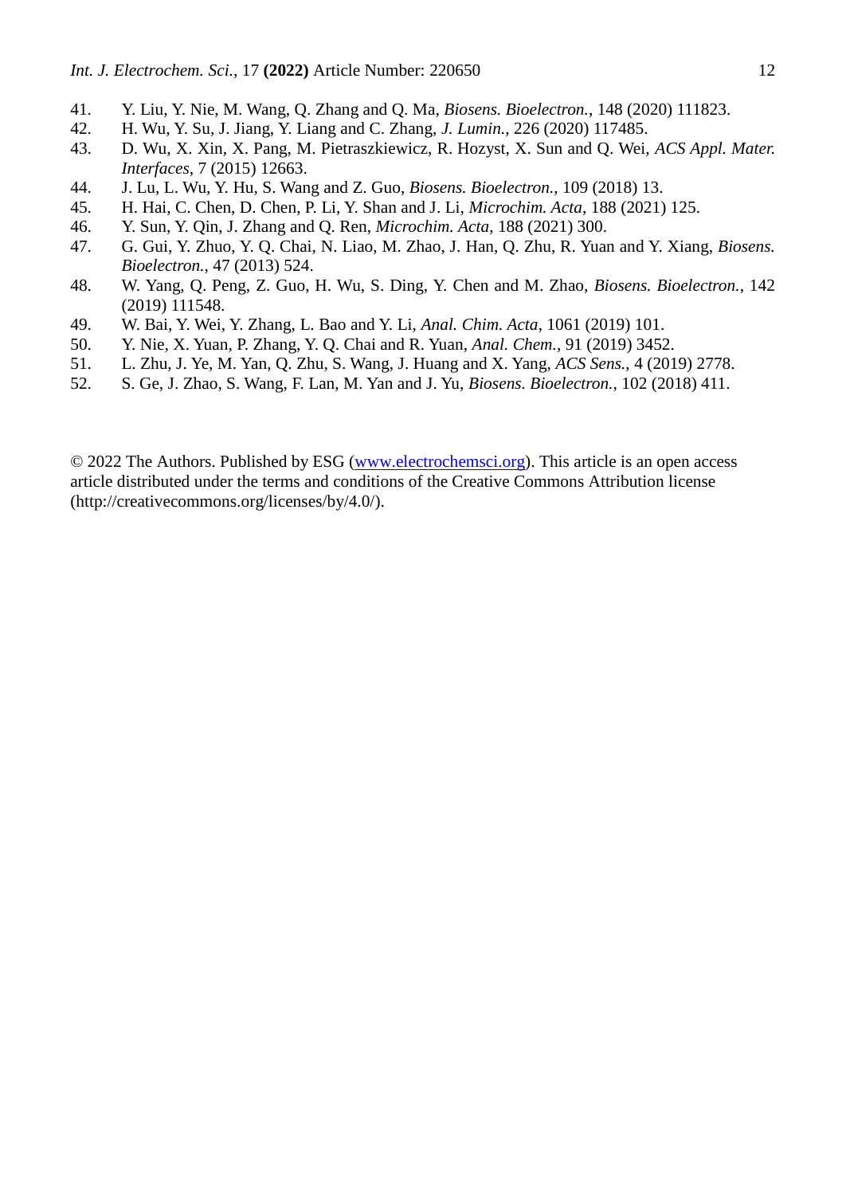41. Y. Liu, Y. Nie, M. Wang, Q. Zhang and Q. Ma, *Biosens. Bioelectron.*, 148 (2020) 111823.
42. H. Wu, Y. Su, J. Jiang, Y. Liang and C. Zhang, *J. Lumin.*, 226 (2020) 117485.
43. D. Wu, X. Xin, X. Pang, M. Pietraszkiewicz, R. Hozyst, X. Sun and Q. Wei, *ACS Appl. Mater. Interfaces*, 7 (2015) 12663.
44. J. Lu, L. Wu, Y. Hu, S. Wang and Z. Guo, *Biosens. Bioelectron.*, 109 (2018) 13.
45. H. Hai, C. Chen, D. Chen, P. Li, Y. Shan and J. Li, *Microchim. Acta*, 188 (2021) 125.
46. Y. Sun, Y. Qin, J. Zhang and Q. Ren, *Microchim. Acta*, 188 (2021) 300.
47. G. Gui, Y. Zhuo, Y. Q. Chai, N. Liao, M. Zhao, J. Han, Q. Zhu, R. Yuan and Y. Xiang, *Biosens. Bioelectron.*, 47 (2013) 524.
48. W. Yang, Q. Peng, Z. Guo, H. Wu, S. Ding, Y. Chen and M. Zhao, *Biosens. Bioelectron.*, 142 (2019) 111548.
49. W. Bai, Y. Wei, Y. Zhang, L. Bao and Y. Li, *Anal. Chim. Acta*, 1061 (2019) 101.
50. Y. Nie, X. Yuan, P. Zhang, Y. Q. Chai and R. Yuan, *Anal. Chem.*, 91 (2019) 3452.
51. L. Zhu, J. Ye, M. Yan, Q. Zhu, S. Wang, J. Huang and X. Yang, *ACS Sens.*, 4 (2019) 2778.
52. S. Ge, J. Zhao, S. Wang, F. Lan, M. Yan and J. Yu, *Biosens. Bioelectron.*, 102 (2018) 411.

© 2022 The Authors. Published by ESG (www.electrochemsci.org). This article is an open access article distributed under the terms and conditions of the Creative Commons Attribution license (http://creativecommons.org/licenses/by/4.0/).